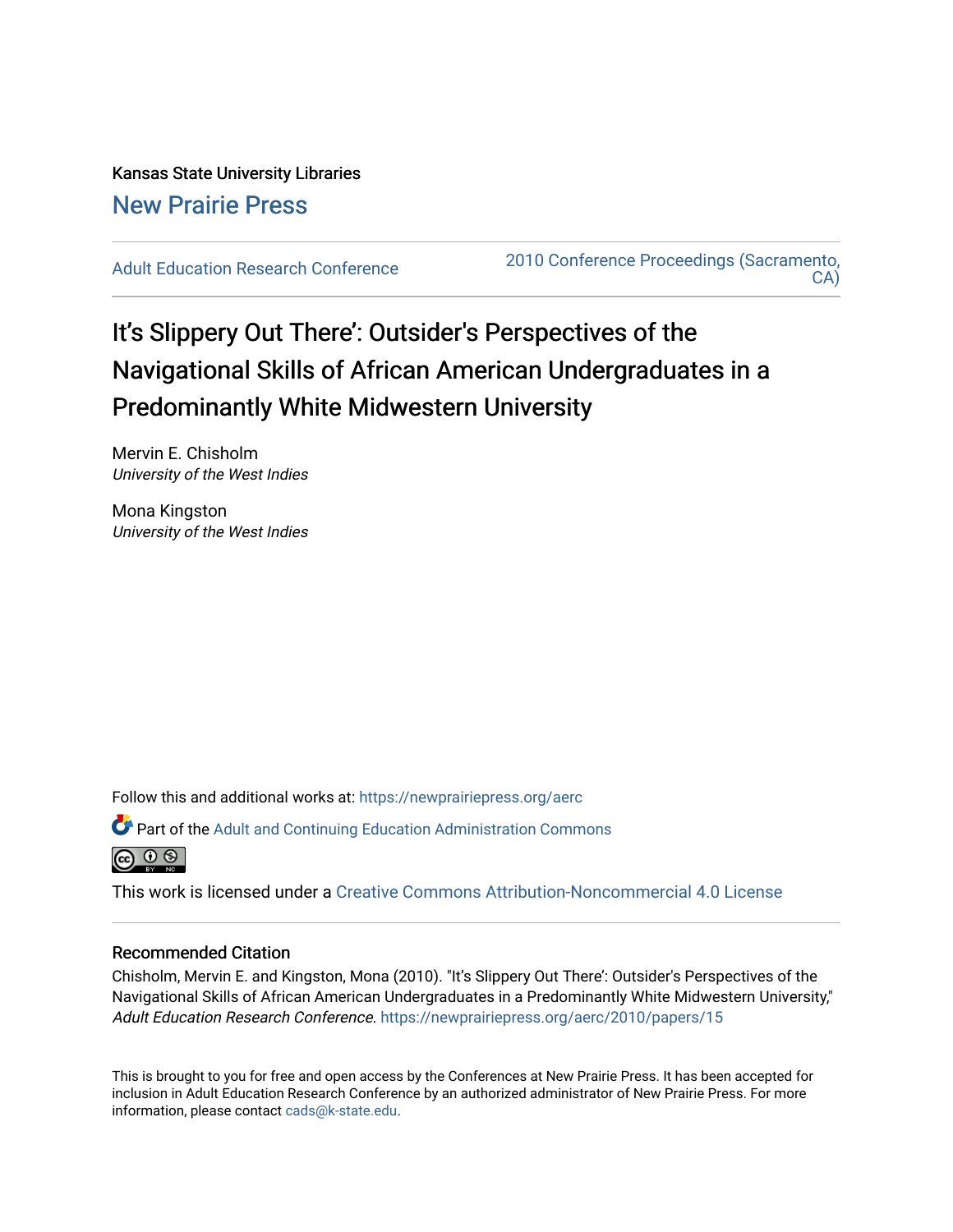Kansas State University Libraries

New Prairie Press

Adult Education Research Conference

2010 Conference Proceedings (Sacramento, CA)

# It's Slippery Out There': Outsider's Perspectives of the Navigational Skills of African American Undergraduates in a Predominantly White Midwestern University

Mervin E. Chisholm
*University of the West Indies*

Mona Kingston
*University of the West Indies*

Follow this and additional works at: https://newprairiepress.org/aerc

Part of the Adult and Continuing Education Administration Commons

This work is licensed under a Creative Commons Attribution-Noncommercial 4.0 License

## Recommended Citation

Chisholm, Mervin E. and Kingston, Mona (2010). "It's Slippery Out There': Outsider's Perspectives of the Navigational Skills of African American Undergraduates in a Predominantly White Midwestern University," *Adult Education Research Conference*. https://newprairiepress.org/aerc/2010/papers/15

This is brought to you for free and open access by the Conferences at New Prairie Press. It has been accepted for inclusion in Adult Education Research Conference by an authorized administrator of New Prairie Press. For more information, please contact cads@k-state.edu.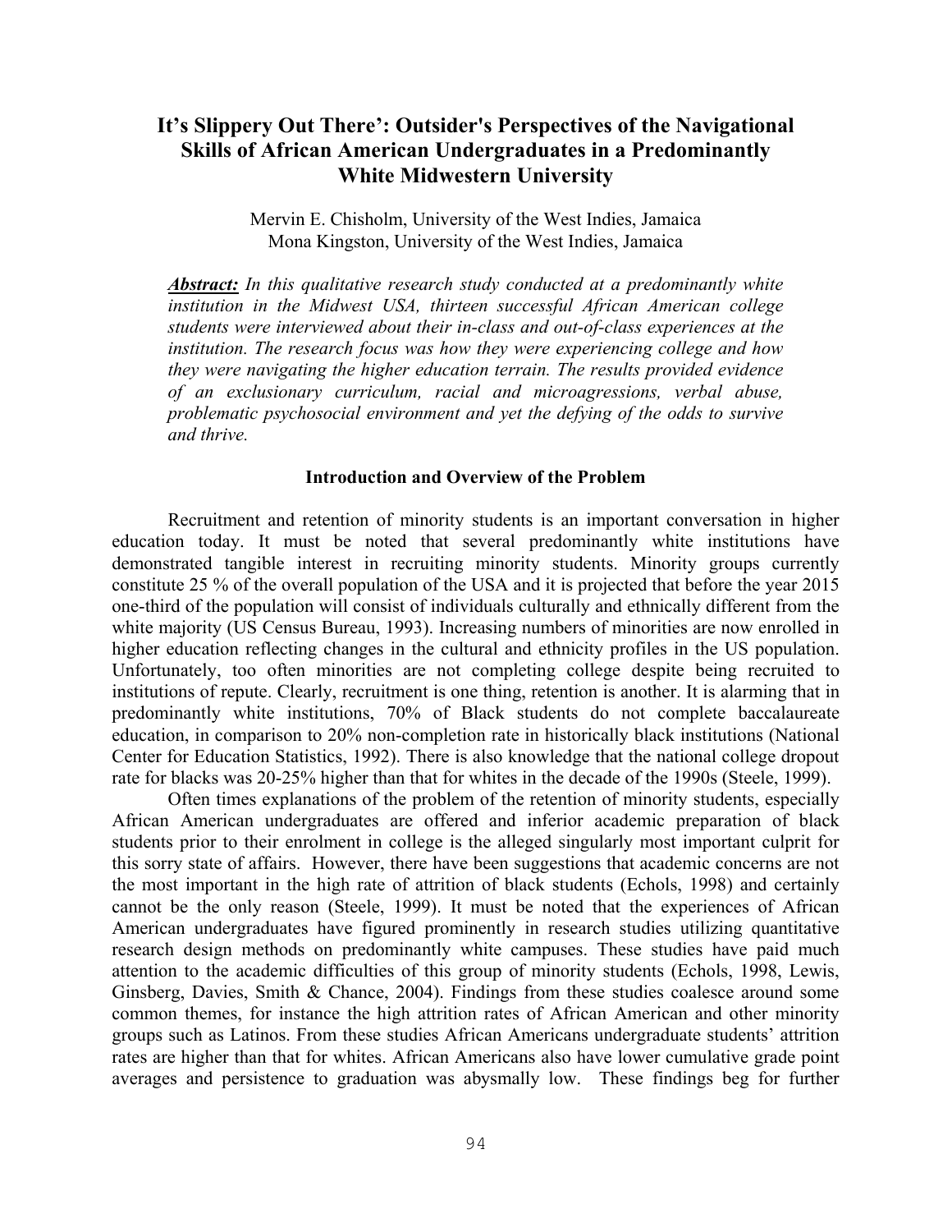# It's Slippery Out There': Outsider's Perspectives of the Navigational Skills of African American Undergraduates in a Predominantly White Midwestern University

Mervin E. Chisholm, University of the West Indies, Jamaica
Mona Kingston, University of the West Indies, Jamaica

***Abstract:*** *In this qualitative research study conducted at a predominantly white institution in the Midwest USA, thirteen successful African American college students were interviewed about their in-class and out-of-class experiences at the institution. The research focus was how they were experiencing college and how they were navigating the higher education terrain. The results provided evidence of an exclusionary curriculum, racial and microagressions, verbal abuse, problematic psychosocial environment and yet the defying of the odds to survive and thrive.*

## Introduction and Overview of the Problem

Recruitment and retention of minority students is an important conversation in higher education today. It must be noted that several predominantly white institutions have demonstrated tangible interest in recruiting minority students. Minority groups currently constitute 25 % of the overall population of the USA and it is projected that before the year 2015 one-third of the population will consist of individuals culturally and ethnically different from the white majority (US Census Bureau, 1993). Increasing numbers of minorities are now enrolled in higher education reflecting changes in the cultural and ethnicity profiles in the US population. Unfortunately, too often minorities are not completing college despite being recruited to institutions of repute. Clearly, recruitment is one thing, retention is another. It is alarming that in predominantly white institutions, 70% of Black students do not complete baccalaureate education, in comparison to 20% non-completion rate in historically black institutions (National Center for Education Statistics, 1992). There is also knowledge that the national college dropout rate for blacks was 20-25% higher than that for whites in the decade of the 1990s (Steele, 1999).

Often times explanations of the problem of the retention of minority students, especially African American undergraduates are offered and inferior academic preparation of black students prior to their enrolment in college is the alleged singularly most important culprit for this sorry state of affairs. However, there have been suggestions that academic concerns are not the most important in the high rate of attrition of black students (Echols, 1998) and certainly cannot be the only reason (Steele, 1999). It must be noted that the experiences of African American undergraduates have figured prominently in research studies utilizing quantitative research design methods on predominantly white campuses. These studies have paid much attention to the academic difficulties of this group of minority students (Echols, 1998, Lewis, Ginsberg, Davies, Smith & Chance, 2004). Findings from these studies coalesce around some common themes, for instance the high attrition rates of African American and other minority groups such as Latinos. From these studies African Americans undergraduate students' attrition rates are higher than that for whites. African Americans also have lower cumulative grade point averages and persistence to graduation was abysmally low. These findings beg for further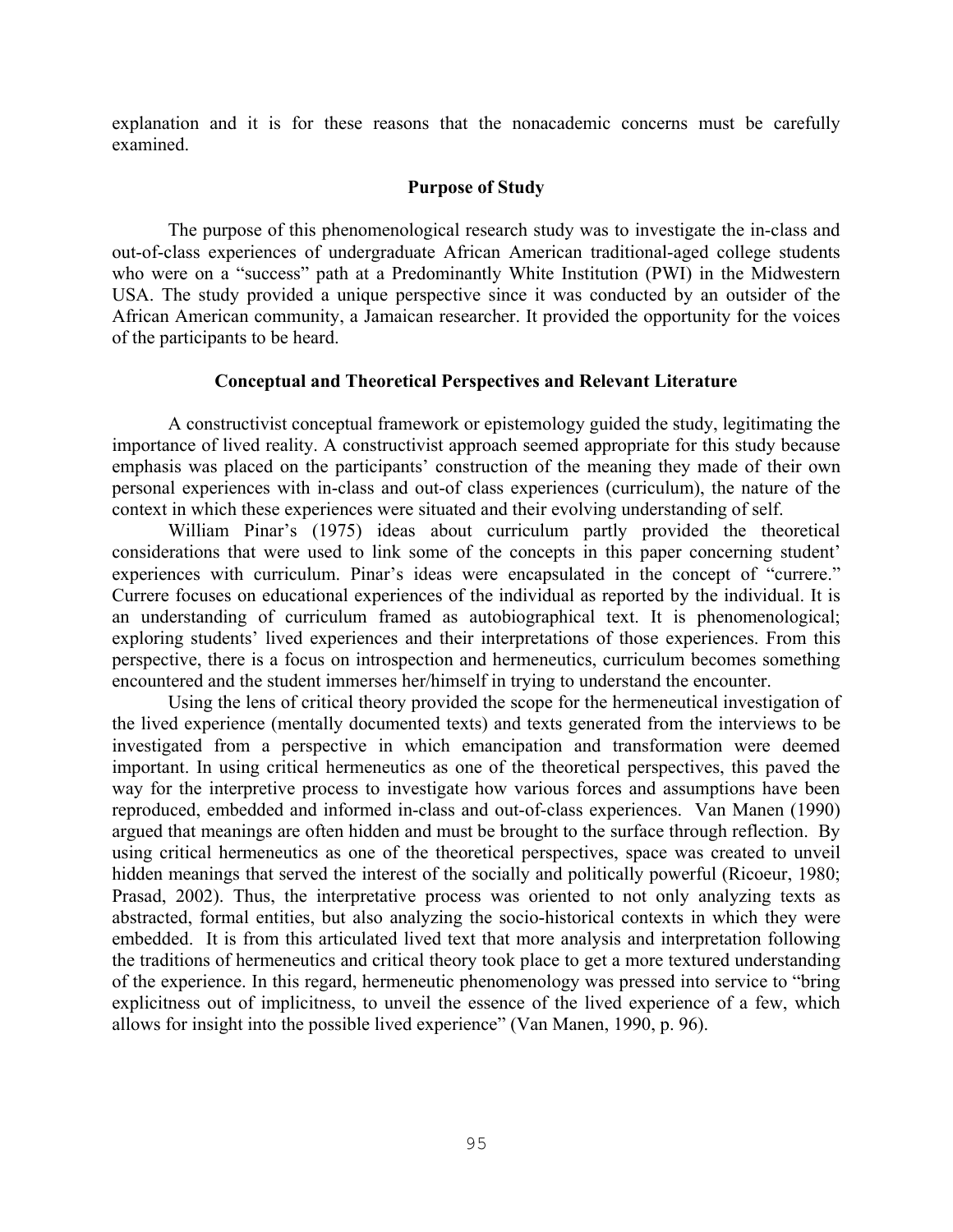explanation and it is for these reasons that the nonacademic concerns must be carefully examined.

## Purpose of Study

The purpose of this phenomenological research study was to investigate the in-class and out-of-class experiences of undergraduate African American traditional-aged college students who were on a "success" path at a Predominantly White Institution (PWI) in the Midwestern USA. The study provided a unique perspective since it was conducted by an outsider of the African American community, a Jamaican researcher. It provided the opportunity for the voices of the participants to be heard.

## Conceptual and Theoretical Perspectives and Relevant Literature

A constructivist conceptual framework or epistemology guided the study, legitimating the importance of lived reality. A constructivist approach seemed appropriate for this study because emphasis was placed on the participants' construction of the meaning they made of their own personal experiences with in-class and out-of class experiences (curriculum), the nature of the context in which these experiences were situated and their evolving understanding of self.

William Pinar's (1975) ideas about curriculum partly provided the theoretical considerations that were used to link some of the concepts in this paper concerning student' experiences with curriculum. Pinar's ideas were encapsulated in the concept of "currere." Currere focuses on educational experiences of the individual as reported by the individual. It is an understanding of curriculum framed as autobiographical text. It is phenomenological; exploring students' lived experiences and their interpretations of those experiences. From this perspective, there is a focus on introspection and hermeneutics, curriculum becomes something encountered and the student immerses her/himself in trying to understand the encounter.

Using the lens of critical theory provided the scope for the hermeneutical investigation of the lived experience (mentally documented texts) and texts generated from the interviews to be investigated from a perspective in which emancipation and transformation were deemed important. In using critical hermeneutics as one of the theoretical perspectives, this paved the way for the interpretive process to investigate how various forces and assumptions have been reproduced, embedded and informed in-class and out-of-class experiences. Van Manen (1990) argued that meanings are often hidden and must be brought to the surface through reflection. By using critical hermeneutics as one of the theoretical perspectives, space was created to unveil hidden meanings that served the interest of the socially and politically powerful (Ricoeur, 1980; Prasad, 2002). Thus, the interpretative process was oriented to not only analyzing texts as abstracted, formal entities, but also analyzing the socio-historical contexts in which they were embedded. It is from this articulated lived text that more analysis and interpretation following the traditions of hermeneutics and critical theory took place to get a more textured understanding of the experience. In this regard, hermeneutic phenomenology was pressed into service to "bring explicitness out of implicitness, to unveil the essence of the lived experience of a few, which allows for insight into the possible lived experience" (Van Manen, 1990, p. 96).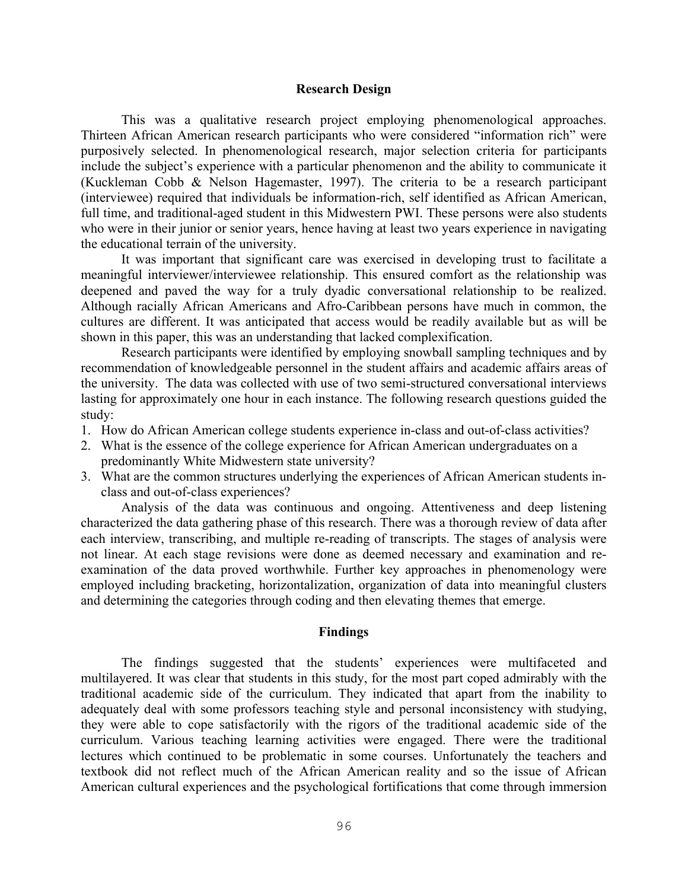## Research Design

This was a qualitative research project employing phenomenological approaches. Thirteen African American research participants who were considered "information rich" were purposively selected. In phenomenological research, major selection criteria for participants include the subject's experience with a particular phenomenon and the ability to communicate it (Kuckleman Cobb & Nelson Hagemaster, 1997). The criteria to be a research participant (interviewee) required that individuals be information-rich, self identified as African American, full time, and traditional-aged student in this Midwestern PWI. These persons were also students who were in their junior or senior years, hence having at least two years experience in navigating the educational terrain of the university.

It was important that significant care was exercised in developing trust to facilitate a meaningful interviewer/interviewee relationship. This ensured comfort as the relationship was deepened and paved the way for a truly dyadic conversational relationship to be realized. Although racially African Americans and Afro-Caribbean persons have much in common, the cultures are different. It was anticipated that access would be readily available but as will be shown in this paper, this was an understanding that lacked complexification.

Research participants were identified by employing snowball sampling techniques and by recommendation of knowledgeable personnel in the student affairs and academic affairs areas of the university. The data was collected with use of two semi-structured conversational interviews lasting for approximately one hour in each instance. The following research questions guided the study:

1. How do African American college students experience in-class and out-of-class activities?
2. What is the essence of the college experience for African American undergraduates on a predominantly White Midwestern state university?
3. What are the common structures underlying the experiences of African American students in-class and out-of-class experiences?

Analysis of the data was continuous and ongoing. Attentiveness and deep listening characterized the data gathering phase of this research. There was a thorough review of data after each interview, transcribing, and multiple re-reading of transcripts. The stages of analysis were not linear. At each stage revisions were done as deemed necessary and examination and re-examination of the data proved worthwhile. Further key approaches in phenomenology were employed including bracketing, horizontalization, organization of data into meaningful clusters and determining the categories through coding and then elevating themes that emerge.

## Findings

The findings suggested that the students' experiences were multifaceted and multilayered. It was clear that students in this study, for the most part coped admirably with the traditional academic side of the curriculum. They indicated that apart from the inability to adequately deal with some professors teaching style and personal inconsistency with studying, they were able to cope satisfactorily with the rigors of the traditional academic side of the curriculum. Various teaching learning activities were engaged. There were the traditional lectures which continued to be problematic in some courses. Unfortunately the teachers and textbook did not reflect much of the African American reality and so the issue of African American cultural experiences and the psychological fortifications that come through immersion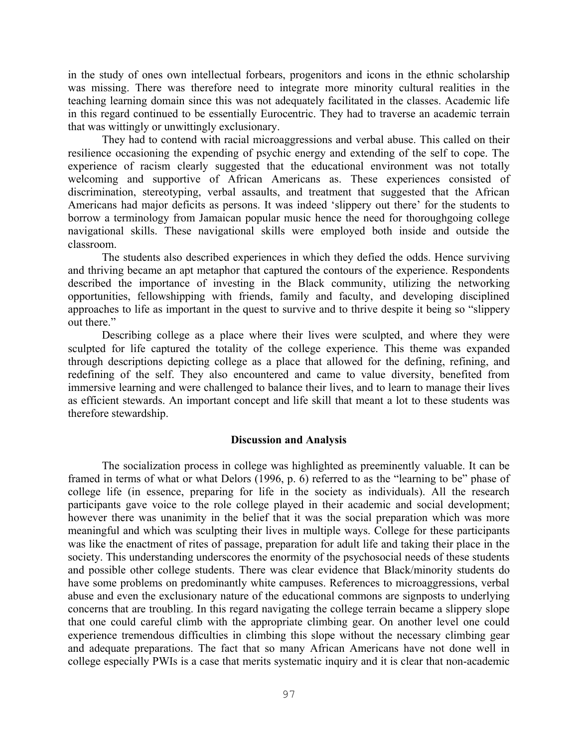in the study of ones own intellectual forbears, progenitors and icons in the ethnic scholarship was missing. There was therefore need to integrate more minority cultural realities in the teaching learning domain since this was not adequately facilitated in the classes. Academic life in this regard continued to be essentially Eurocentric. They had to traverse an academic terrain that was wittingly or unwittingly exclusionary.

They had to contend with racial microaggressions and verbal abuse. This called on their resilience occasioning the expending of psychic energy and extending of the self to cope. The experience of racism clearly suggested that the educational environment was not totally welcoming and supportive of African Americans as. These experiences consisted of discrimination, stereotyping, verbal assaults, and treatment that suggested that the African Americans had major deficits as persons. It was indeed 'slippery out there' for the students to borrow a terminology from Jamaican popular music hence the need for thoroughgoing college navigational skills. These navigational skills were employed both inside and outside the classroom.

The students also described experiences in which they defied the odds. Hence surviving and thriving became an apt metaphor that captured the contours of the experience. Respondents described the importance of investing in the Black community, utilizing the networking opportunities, fellowshipping with friends, family and faculty, and developing disciplined approaches to life as important in the quest to survive and to thrive despite it being so "slippery out there."

Describing college as a place where their lives were sculpted, and where they were sculpted for life captured the totality of the college experience. This theme was expanded through descriptions depicting college as a place that allowed for the defining, refining, and redefining of the self. They also encountered and came to value diversity, benefited from immersive learning and were challenged to balance their lives, and to learn to manage their lives as efficient stewards. An important concept and life skill that meant a lot to these students was therefore stewardship.

## Discussion and Analysis

The socialization process in college was highlighted as preeminently valuable. It can be framed in terms of what or what Delors (1996, p. 6) referred to as the "learning to be" phase of college life (in essence, preparing for life in the society as individuals). All the research participants gave voice to the role college played in their academic and social development; however there was unanimity in the belief that it was the social preparation which was more meaningful and which was sculpting their lives in multiple ways. College for these participants was like the enactment of rites of passage, preparation for adult life and taking their place in the society. This understanding underscores the enormity of the psychosocial needs of these students and possible other college students. There was clear evidence that Black/minority students do have some problems on predominantly white campuses. References to microaggressions, verbal abuse and even the exclusionary nature of the educational commons are signposts to underlying concerns that are troubling. In this regard navigating the college terrain became a slippery slope that one could careful climb with the appropriate climbing gear. On another level one could experience tremendous difficulties in climbing this slope without the necessary climbing gear and adequate preparations. The fact that so many African Americans have not done well in college especially PWIs is a case that merits systematic inquiry and it is clear that non-academic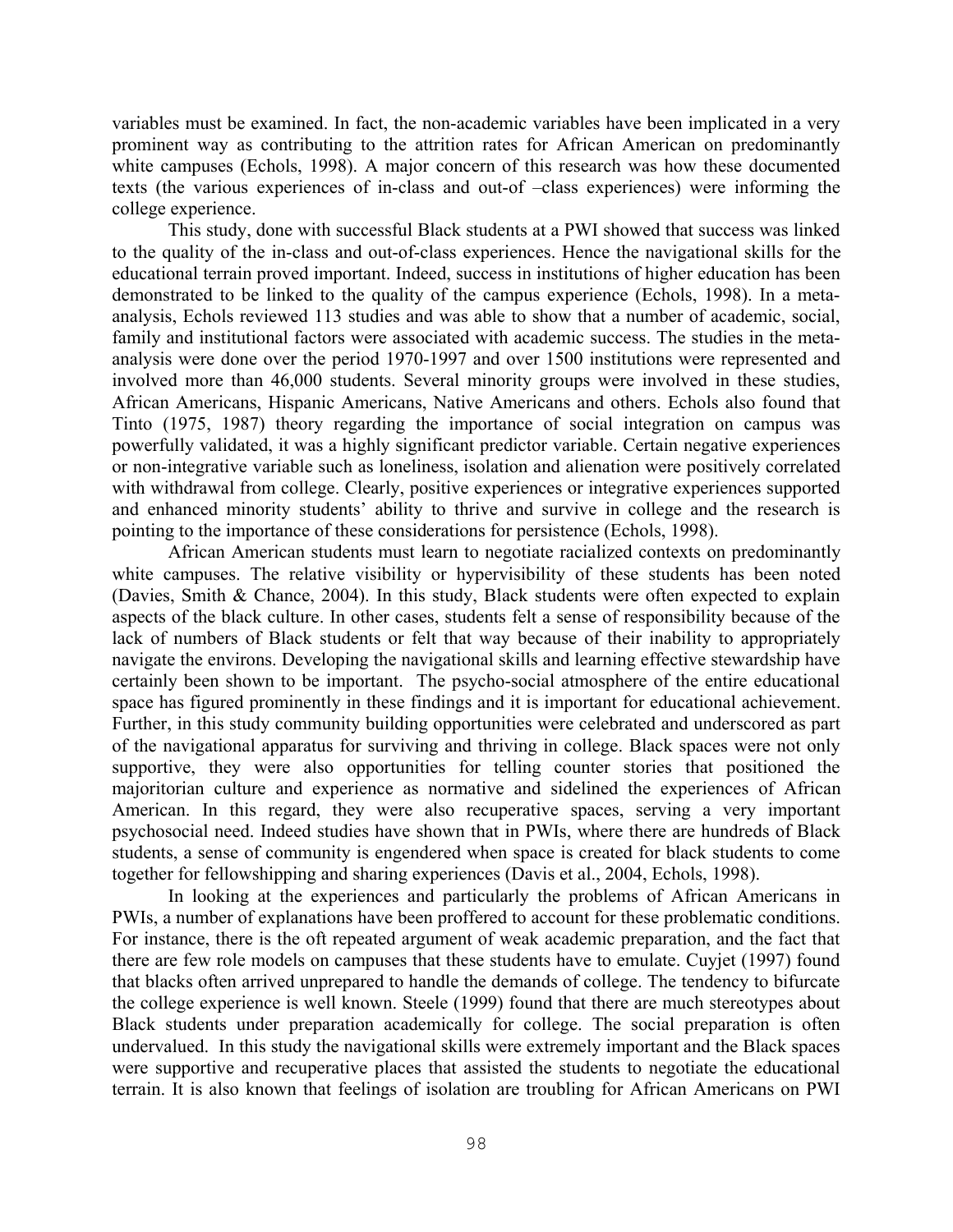variables must be examined. In fact, the non-academic variables have been implicated in a very prominent way as contributing to the attrition rates for African American on predominantly white campuses (Echols, 1998). A major concern of this research was how these documented texts (the various experiences of in-class and out-of –class experiences) were informing the college experience.

This study, done with successful Black students at a PWI showed that success was linked to the quality of the in-class and out-of-class experiences. Hence the navigational skills for the educational terrain proved important. Indeed, success in institutions of higher education has been demonstrated to be linked to the quality of the campus experience (Echols, 1998). In a meta-analysis, Echols reviewed 113 studies and was able to show that a number of academic, social, family and institutional factors were associated with academic success. The studies in the meta-analysis were done over the period 1970-1997 and over 1500 institutions were represented and involved more than 46,000 students. Several minority groups were involved in these studies, African Americans, Hispanic Americans, Native Americans and others. Echols also found that Tinto (1975, 1987) theory regarding the importance of social integration on campus was powerfully validated, it was a highly significant predictor variable. Certain negative experiences or non-integrative variable such as loneliness, isolation and alienation were positively correlated with withdrawal from college. Clearly, positive experiences or integrative experiences supported and enhanced minority students' ability to thrive and survive in college and the research is pointing to the importance of these considerations for persistence (Echols, 1998).

African American students must learn to negotiate racialized contexts on predominantly white campuses. The relative visibility or hypervisibility of these students has been noted (Davies, Smith & Chance, 2004). In this study, Black students were often expected to explain aspects of the black culture. In other cases, students felt a sense of responsibility because of the lack of numbers of Black students or felt that way because of their inability to appropriately navigate the environs. Developing the navigational skills and learning effective stewardship have certainly been shown to be important. The psycho-social atmosphere of the entire educational space has figured prominently in these findings and it is important for educational achievement. Further, in this study community building opportunities were celebrated and underscored as part of the navigational apparatus for surviving and thriving in college. Black spaces were not only supportive, they were also opportunities for telling counter stories that positioned the majoritorian culture and experience as normative and sidelined the experiences of African American. In this regard, they were also recuperative spaces, serving a very important psychosocial need. Indeed studies have shown that in PWIs, where there are hundreds of Black students, a sense of community is engendered when space is created for black students to come together for fellowshipping and sharing experiences (Davis et al., 2004, Echols, 1998).

In looking at the experiences and particularly the problems of African Americans in PWIs, a number of explanations have been proffered to account for these problematic conditions. For instance, there is the oft repeated argument of weak academic preparation, and the fact that there are few role models on campuses that these students have to emulate. Cuyjet (1997) found that blacks often arrived unprepared to handle the demands of college. The tendency to bifurcate the college experience is well known. Steele (1999) found that there are much stereotypes about Black students under preparation academically for college. The social preparation is often undervalued. In this study the navigational skills were extremely important and the Black spaces were supportive and recuperative places that assisted the students to negotiate the educational terrain. It is also known that feelings of isolation are troubling for African Americans on PWI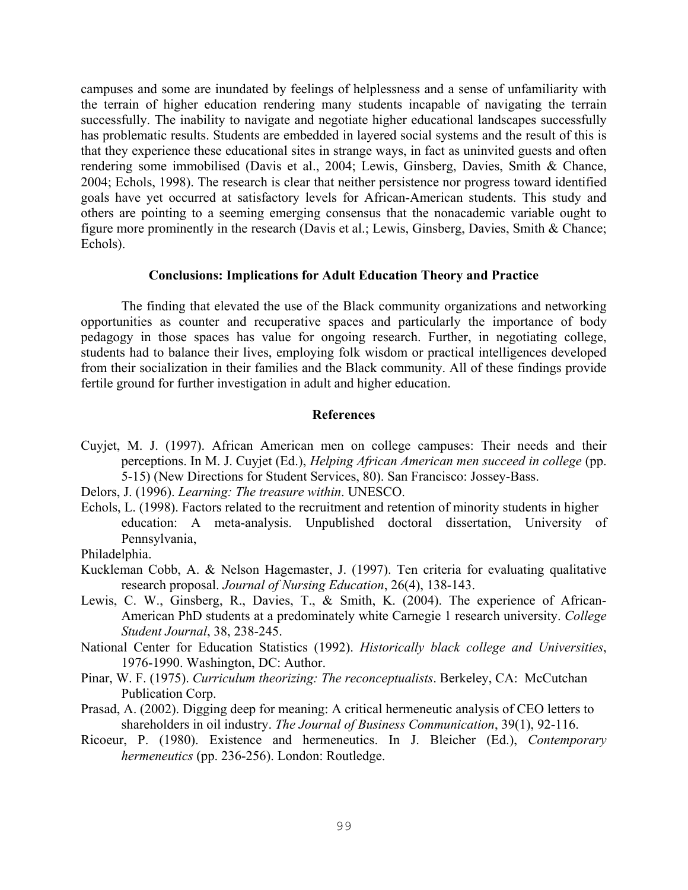campuses and some are inundated by feelings of helplessness and a sense of unfamiliarity with the terrain of higher education rendering many students incapable of navigating the terrain successfully. The inability to navigate and negotiate higher educational landscapes successfully has problematic results. Students are embedded in layered social systems and the result of this is that they experience these educational sites in strange ways, in fact as uninvited guests and often rendering some immobilised (Davis et al., 2004; Lewis, Ginsberg, Davies, Smith & Chance, 2004; Echols, 1998). The research is clear that neither persistence nor progress toward identified goals have yet occurred at satisfactory levels for African-American students. This study and others are pointing to a seeming emerging consensus that the nonacademic variable ought to figure more prominently in the research (Davis et al.; Lewis, Ginsberg, Davies, Smith & Chance; Echols).

## Conclusions: Implications for Adult Education Theory and Practice

The finding that elevated the use of the Black community organizations and networking opportunities as counter and recuperative spaces and particularly the importance of body pedagogy in those spaces has value for ongoing research. Further, in negotiating college, students had to balance their lives, employing folk wisdom or practical intelligences developed from their socialization in their families and the Black community. All of these findings provide fertile ground for further investigation in adult and higher education.

## References

Cuyjet, M. J. (1997). African American men on college campuses: Their needs and their perceptions. In M. J. Cuyjet (Ed.), *Helping African American men succeed in college* (pp. 5-15) (New Directions for Student Services, 80). San Francisco: Jossey-Bass.

Delors, J. (1996). *Learning: The treasure within*. UNESCO.

Echols, L. (1998). Factors related to the recruitment and retention of minority students in higher education: A meta-analysis. Unpublished doctoral dissertation, University of Pennsylvania,
Philadelphia.

Kuckleman Cobb, A. & Nelson Hagemaster, J. (1997). Ten criteria for evaluating qualitative research proposal. *Journal of Nursing Education*, 26(4), 138-143.

Lewis, C. W., Ginsberg, R., Davies, T., & Smith, K. (2004). The experience of African-American PhD students at a predominately white Carnegie 1 research university. *College Student Journal*, 38, 238-245.

National Center for Education Statistics (1992). *Historically black college and Universities*, 1976-1990. Washington, DC: Author.

Pinar, W. F. (1975). *Curriculum theorizing: The reconceptualists*. Berkeley, CA: McCutchan Publication Corp.

Prasad, A. (2002). Digging deep for meaning: A critical hermeneutic analysis of CEO letters to shareholders in oil industry. *The Journal of Business Communication*, 39(1), 92-116.

Ricoeur, P. (1980). Existence and hermeneutics. In J. Bleicher (Ed.), *Contemporary hermeneutics* (pp. 236-256). London: Routledge.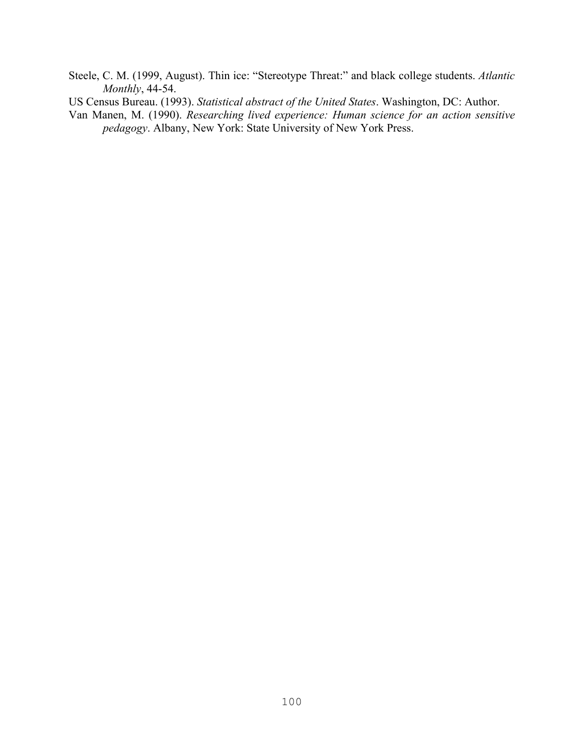Steele, C. M. (1999, August). Thin ice: "Stereotype Threat:" and black college students. *Atlantic Monthly*, 44-54.

US Census Bureau. (1993). *Statistical abstract of the United States*. Washington, DC: Author.

Van Manen, M. (1990). *Researching lived experience: Human science for an action sensitive pedagogy*. Albany, New York: State University of New York Press.